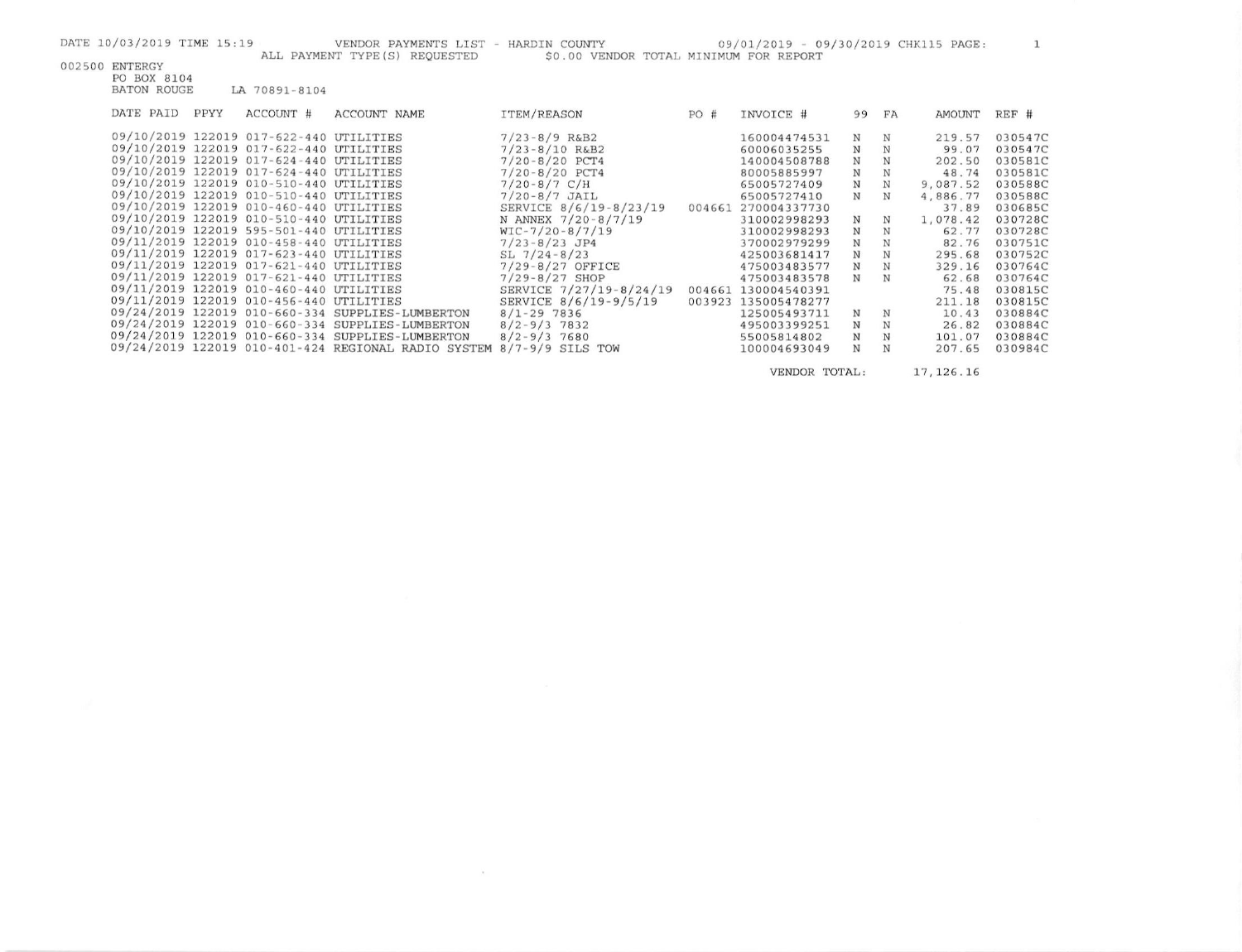DATE 10/03/2019 TIME 15:19 VENDOR PAYMENTS LIST - HARDIN COUNTY 09/01/2019 - 09/30/2019 CHK115

ALL PAYMENT TYPE(S) REQUESTED $0.00 VENDOR TOTAL MINIMUM FOR REPORT

002500 ENTERGY
PO BOX 8104
BATON ROUGE LA 70891-8104

| DATE PAID | PPYY | ACCOUNT # | ACCOUNT NAME | ITEM/REASON | PO # | INVOICE # | 99 | FA | AMOUNT | REF # |
|---|---|---|---|---|---|---|---|---|---|---|
| 09/10/2019 | 122019 | 017-622-440 | UTILITIES | 7/23-8/9 R&B2 | | 160004474531 | N | N | 219.57 | 030547C |
| 09/10/2019 | 122019 | 017-622-440 | UTILITIES | 7/23-8/10 R&B2 | | 60006035255 | N | N | 99.07 | 030547C |
| 09/10/2019 | 122019 | 017-624-440 | UTILITIES | 7/20-8/20 PCT4 | | 140004508788 | N | N | 202.50 | 030581C |
| 09/10/2019 | 122019 | 017-624-440 | UTILITIES | 7/20-8/20 PCT4 | | 80005885997 | N | N | 48.74 | 030581C |
| 09/10/2019 | 122019 | 010-510-440 | UTILITIES | 7/20-8/7 C/H | | 65005727409 | N | N | 9,087.52 | 030588C |
| 09/10/2019 | 122019 | 010-510-440 | UTILITIES | 7/20-8/7 JAIL | | 65005727410 | N | N | 4,886.77 | 030588C |
| 09/10/2019 | 122019 | 010-460-440 | UTILITIES | SERVICE 8/6/19-8/23/19 | 004661 | 270004337730 | | | 37.89 | 030685C |
| 09/10/2019 | 122019 | 010-510-440 | UTILITIES | N ANNEX 7/20-8/7/19 | | 310002998293 | N | N | 1,078.42 | 030728C |
| 09/10/2019 | 122019 | 595-501-440 | UTILITIES | WIC-7/20-8/7/19 | | 310002998293 | N | N | 62.77 | 030728C |
| 09/11/2019 | 122019 | 010-458-440 | UTILITIES | 7/23-8/23 JP4 | | 370002979299 | N | N | 82.76 | 030751C |
| 09/11/2019 | 122019 | 017-623-440 | UTILITIES | SL 7/24-8/23 | | 425003681417 | N | N | 295.68 | 030752C |
| 09/11/2019 | 122019 | 017-621-440 | UTILITIES | 7/29-8/27 OFFICE | | 475003483577 | N | N | 329.16 | 030764C |
| 09/11/2019 | 122019 | 017-621-440 | UTILITIES | 7/29-8/27 SHOP | | 475003483578 | N | N | 62.68 | 030764C |
| 09/11/2019 | 122019 | 010-460-440 | UTILITIES | SERVICE 7/27/19-8/24/19 | 004661 | 130004540391 | | | 75.48 | 030815C |
| 09/11/2019 | 122019 | 010-456-440 | UTILITIES | SERVICE 8/6/19-9/5/19 | 003923 | 135005478277 | | | 211.18 | 030815C |
| 09/24/2019 | 122019 | 010-660-334 | SUPPLIES-LUMBERTON | 8/1-29 7836 | | 125005493711 | N | N | 10.43 | 030884C |
| 09/24/2019 | 122019 | 010-660-334 | SUPPLIES-LUMBERTON | 8/2-9/3 7832 | | 495003399251 | N | N | 26.82 | 030884C |
| 09/24/2019 | 122019 | 010-660-334 | SUPPLIES-LUMBERTON | 8/2-9/3 7680 | | 55005814802 | N | N | 101.07 | 030884C |
| 09/24/2019 | 122019 | 010-401-424 | REGIONAL RADIO SYSTEM | 8/7-9/9 SILS TOW | | 100004693049 | N | N | 207.65 | 030984C |
| | | | | | | VENDOR TOTAL: | | | 17,126.16 | |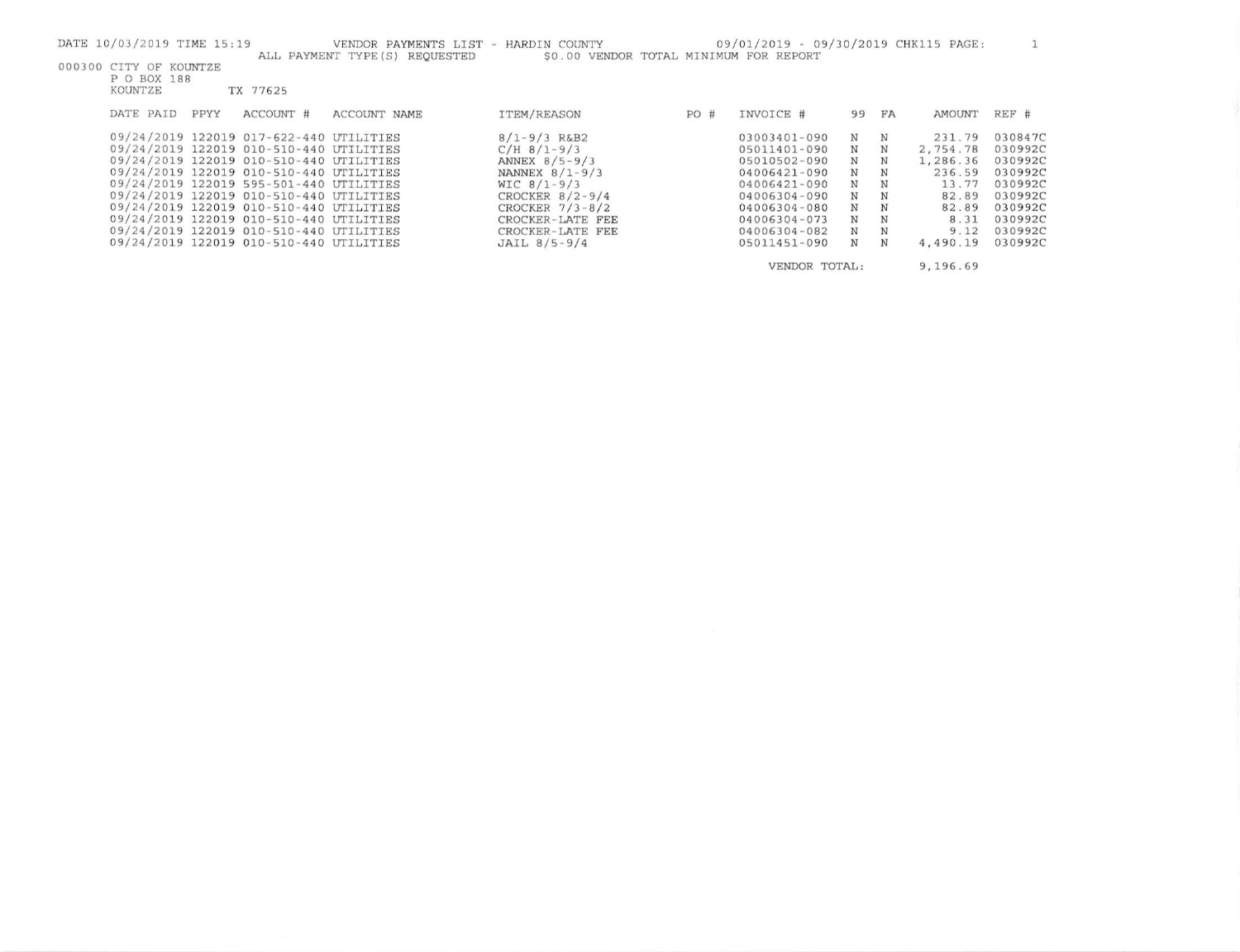DATE 10/03/2019 TIME 15:19 VENDOR PAYMENTS LIST - HARDIN COUNTY 09/01/2019 - 09/30/2019 CHK115 PAGE: 1

ALL PAYMENT TYPE(S) REQUESTED $0.00 VENDOR TOTAL MINIMUM FOR REPORT

000300 CITY OF KOUNTZE
P O BOX 188
KOUNTZE TX 77625

| DATE PAID | PPYY | ACCOUNT # | ACCOUNT NAME | ITEM/REASON | PO # | INVOICE # | 99 | FA | AMOUNT | REF # |
|---|---|---|---|---|---|---|---|---|---|---|
| 09/24/2019 | 122019 | 017-622-440 | UTILITIES | 8/1-9/3 R&B2 | | 03003401-090 | N | N | 231.79 | 030847C |
| 09/24/2019 | 122019 | 010-510-440 | UTILITIES | C/H 8/1-9/3 | | 05011401-090 | N | N | 2,754.78 | 030992C |
| 09/24/2019 | 122019 | 010-510-440 | UTILITIES | ANNEX 8/5-9/3 | | 05010502-090 | N | N | 1,286.36 | 030992C |
| 09/24/2019 | 122019 | 010-510-440 | UTILITIES | NANNEX 8/1-9/3 | | 04006421-090 | N | N | 236.59 | 030992C |
| 09/24/2019 | 122019 | 595-501-440 | UTILITIES | WIC 8/1-9/3 | | 04006421-090 | N | N | 13.77 | 030992C |
| 09/24/2019 | 122019 | 010-510-440 | UTILITIES | CROCKER 8/2-9/4 | | 04006304-090 | N | N | 82.89 | 030992C |
| 09/24/2019 | 122019 | 010-510-440 | UTILITIES | CROCKER 7/3-8/2 | | 04006304-080 | N | N | 82.89 | 030992C |
| 09/24/2019 | 122019 | 010-510-440 | UTILITIES | CROCKER-LATE FEE | | 04006304-073 | N | N | 8.31 | 030992C |
| 09/24/2019 | 122019 | 010-510-440 | UTILITIES | CROCKER-LATE FEE | | 04006304-082 | N | N | 9.12 | 030992C |
| 09/24/2019 | 122019 | 010-510-440 | UTILITIES | JAIL 8/5-9/4 | | 05011451-090 | N | N | 4,490.19 | 030992C |
| | | | | | | VENDOR TOTAL: | | | 9,196.69 | |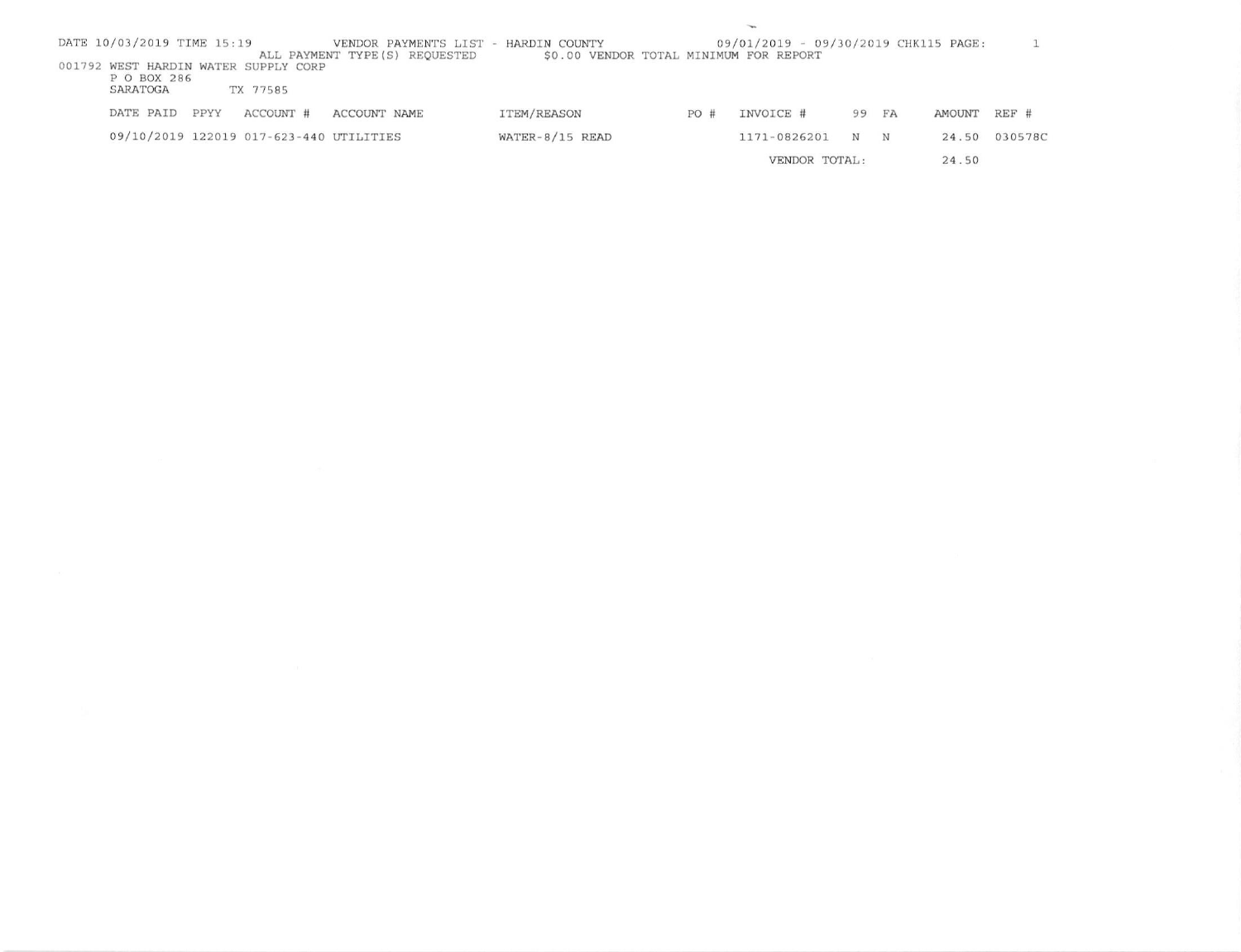DATE 10/03/2019 TIME 15:19 VENDOR PAYMENTS LIST - HARDIN COUNTY 09/01/2019 - 09/30/2019 CHK115 PAGE: 1

ALL PAYMENT TYPE(S) REQUESTED $0.00 VENDOR TOTAL MINIMUM FOR REPORT

001792 WEST HARDIN WATER SUPPLY CORP
P O BOX 286
SARATOGA TX 77585

| DATE PAID | PPYY | ACCOUNT # | ACCOUNT NAME | ITEM/REASON | PO # | INVOICE # | 99 | FA | AMOUNT | REF # |
|---|---|---|---|---|---|---|---|---|---|---|
| 09/10/2019 | 122019 | 017-623-440 | UTILITIES | WATER-8/15 READ | | 1171-0826201 | N | N | 24.50 | 030578C |
| | | | | | | VENDOR TOTAL: | | | 24.50 | |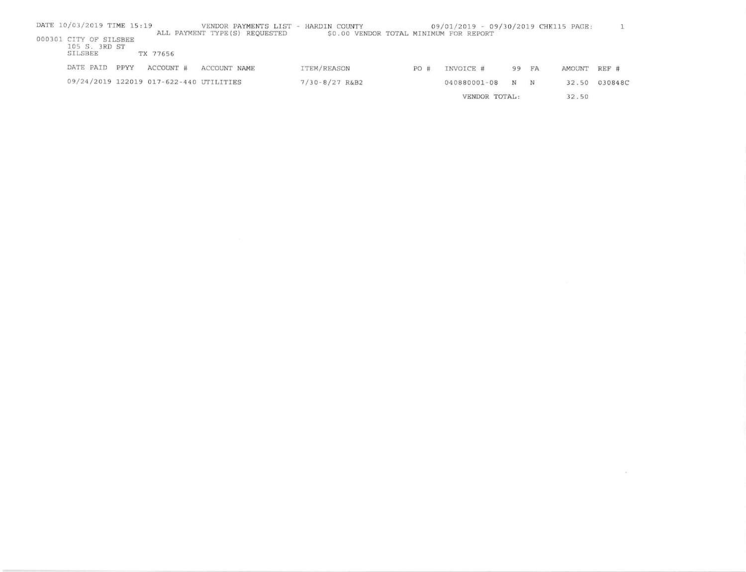DATE 10/03/2019 TIME 15:19 VENDOR PAYMENTS LIST - HARDIN COUNTY 09/01/2019 - 09/30/2019 CHK115 PAGE: 1

ALL PAYMENT TYPE(S) REQUESTED $0.00 VENDOR TOTAL MINIMUM FOR REPORT

000301 CITY OF SILSBEE
105 S. 3RD ST
SILSBEE TX 77656

| DATE PAID | PPYY | ACCOUNT # | ACCOUNT NAME | ITEM/REASON | PO # | INVOICE # | 99 | FA | AMOUNT | REF # |
|---|---|---|---|---|---|---|---|---|---|---|
| 09/24/2019 | 122019 | 017-622-440 | UTILITIES | 7/30-8/27 R&B2 | | 040880001-08 | N | N | 32.50 | 030848C |
| | | | | | | VENDOR TOTAL: | | | 32.50 | |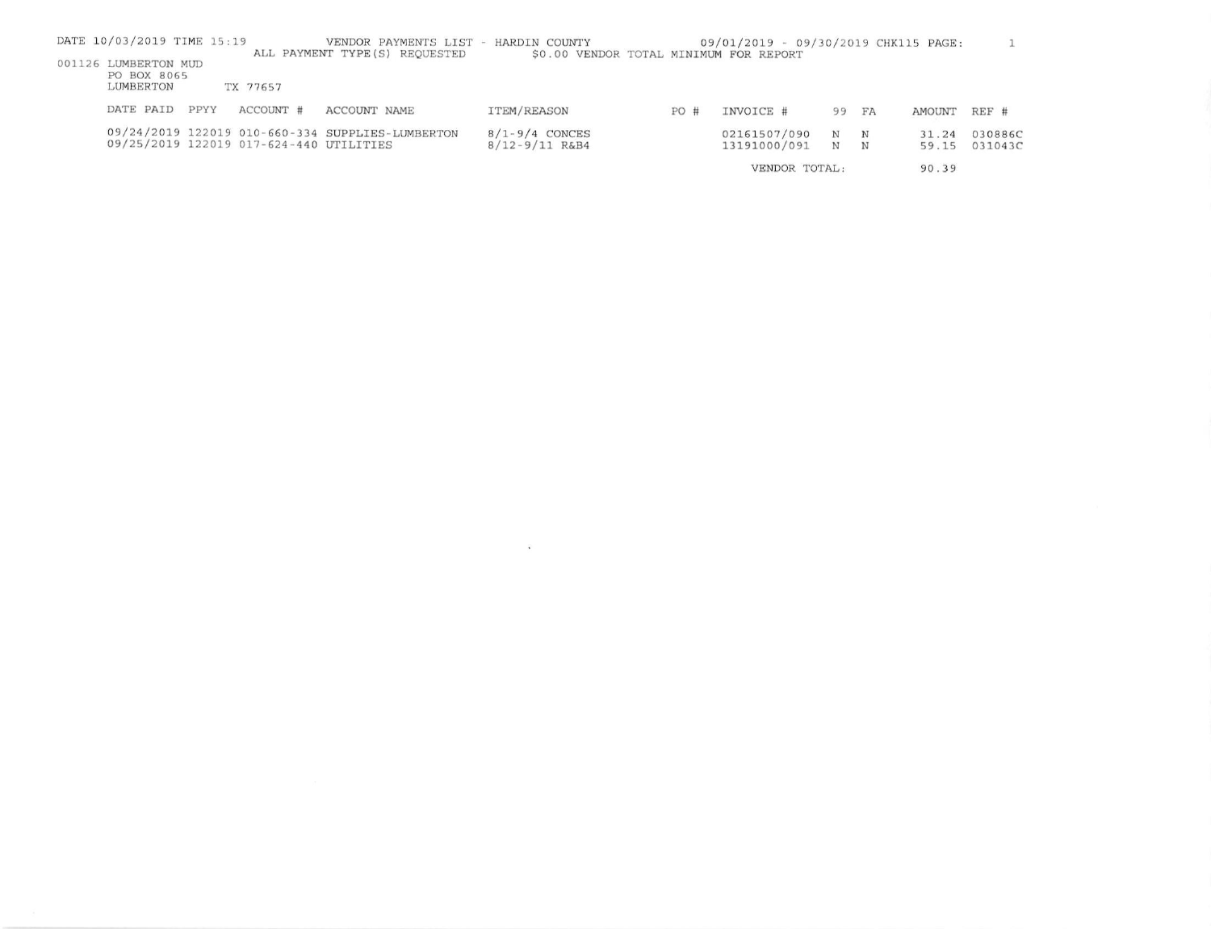DATE 10/03/2019 TIME 15:19 VENDOR PAYMENTS LIST - HARDIN COUNTY 09/01/2019 - 09/30/2019 CHK115 PAGE: 1

ALL PAYMENT TYPE(S) REQUESTED $0.00 VENDOR TOTAL MINIMUM FOR REPORT

001126 LUMBERTON MUD
PO BOX 8065
LUMBERTON TX 77657

| DATE PAID | PPYY | ACCOUNT # | ACCOUNT NAME | ITEM/REASON | PO # | INVOICE # | 99 | FA | AMOUNT | REF # |
|---|---|---|---|---|---|---|---|---|---|---|
| 09/24/2019 | 122019 | 010-660-334 | SUPPLIES-LUMBERTON | 8/1-9/4 CONCES | | 02161507/090 | N | N | 31.24 | 030886C |
| 09/25/2019 | 122019 | 017-624-440 | UTILITIES | 8/12-9/11 R&B4 | | 13191000/091 | N | N | 59.15 | 031043C |
| | | | | | | VENDOR TOTAL: | | | 90.39 | |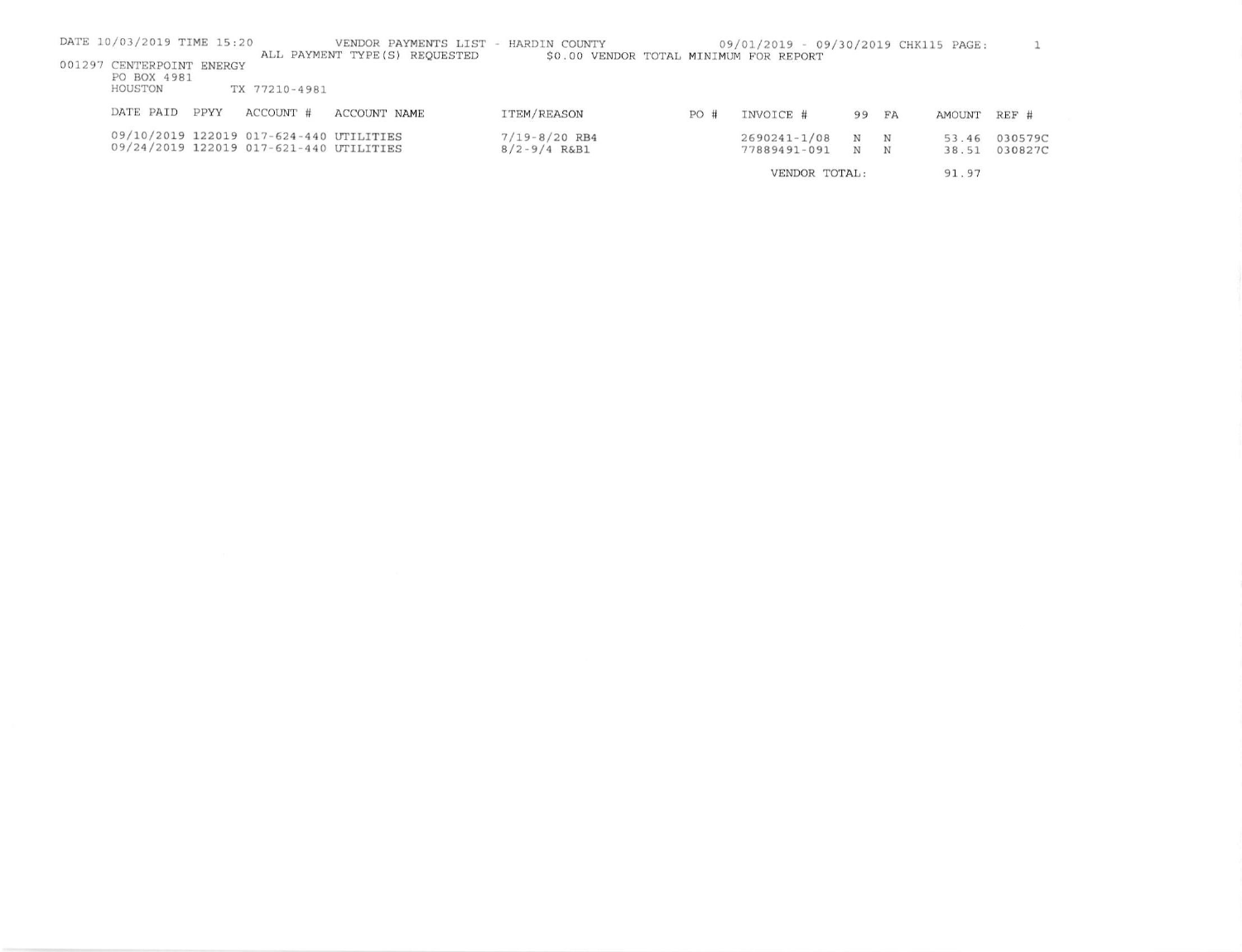DATE 10/03/2019 TIME 15:20 VENDOR PAYMENTS LIST - HARDIN COUNTY 09/01/2019 - 09/30/2019 CHK115 PAGE: 1

ALL PAYMENT TYPE(S) REQUESTED $0.00 VENDOR TOTAL MINIMUM FOR REPORT

001297 CENTERPOINT ENERGY
PO BOX 4981
HOUSTON TX 77210-4981

| DATE PAID | PPYY | ACCOUNT # | ACCOUNT NAME | ITEM/REASON | PO # | INVOICE # | 99 | FA | AMOUNT | REF # |
|---|---|---|---|---|---|---|---|---|---|---|
| 09/10/2019 | 122019 | 017-624-440 | UTILITIES | 7/19-8/20 RB4 | | 2690241-1/08 | N | N | 53.46 | 030579C |
| 09/24/2019 | 122019 | 017-621-440 | UTILITIES | 8/2-9/4 R&B1 | | 77889491-091 | N | N | 38.51 | 030827C |
| | | | | | | VENDOR TOTAL: | | | 91.97 | |